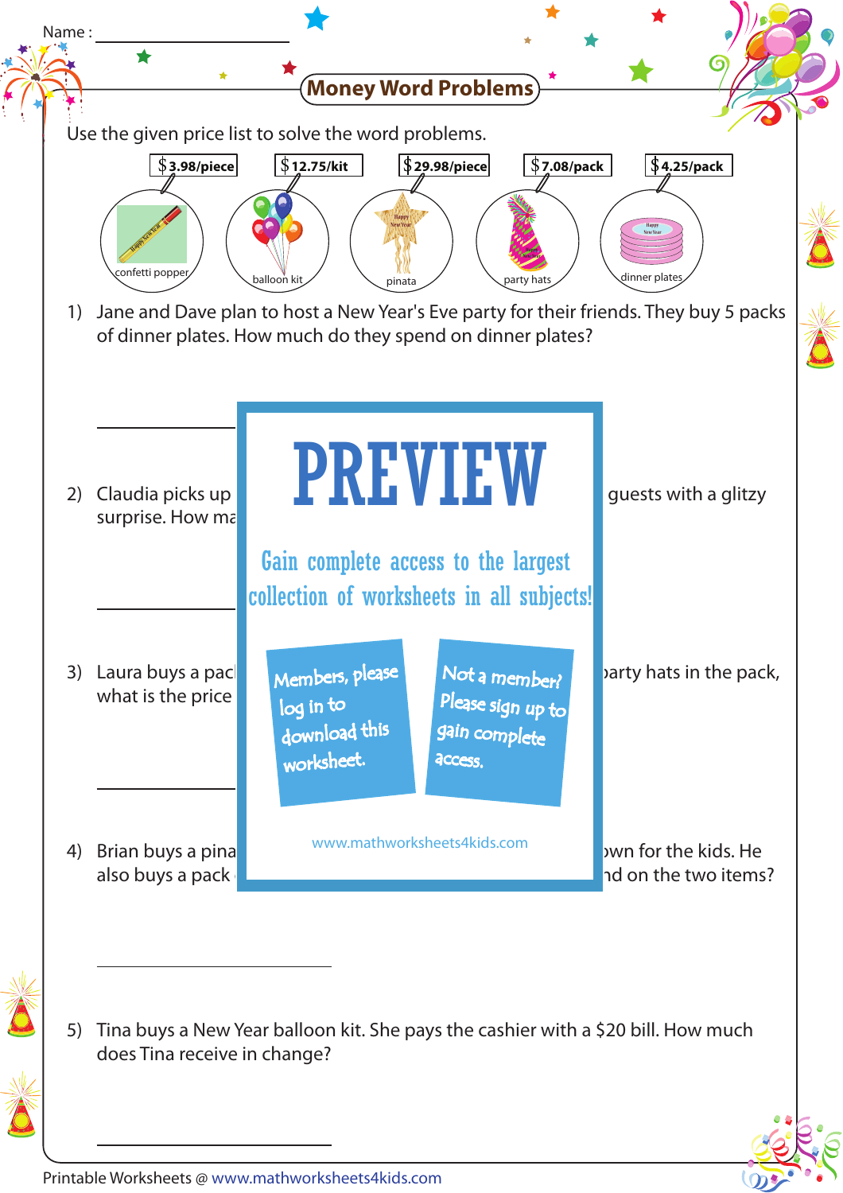Name : ______________________

# Money Word Problems

Use the given price list to solve the word problems.

| confetti popper | balloon kit | pinata | party hats | dinner plates |
|---|---|---|---|---|
| $3.98/piece | $12.75/kit | $29.98/piece | $7.08/pack | $4.25/pack |

1) Jane and Dave plan to host a New Year's Eve party for their friends. They buy 5 packs of dinner plates. How much do they spend on dinner plates?

______________

2) Claudia picks up guests with a glitzy surprise. How ma

______________

3) Laura buys a pac arty hats in the pack, what is the price

______________

4) Brian buys a pina own for the kids. He also buys a pack nd on the two items?

______________

5) Tina buys a New Year balloon kit. She pays the cashier with a $20 bill. How much does Tina receive in change?

______________

PREVIEW

Gain complete access to the largest collection of worksheets in all subjects!

Members, please log in to download this worksheet.

Not a member? Please sign up to gain complete access.

www.mathworksheets4kids.com

Printable Worksheets @ www.mathworksheets4kids.com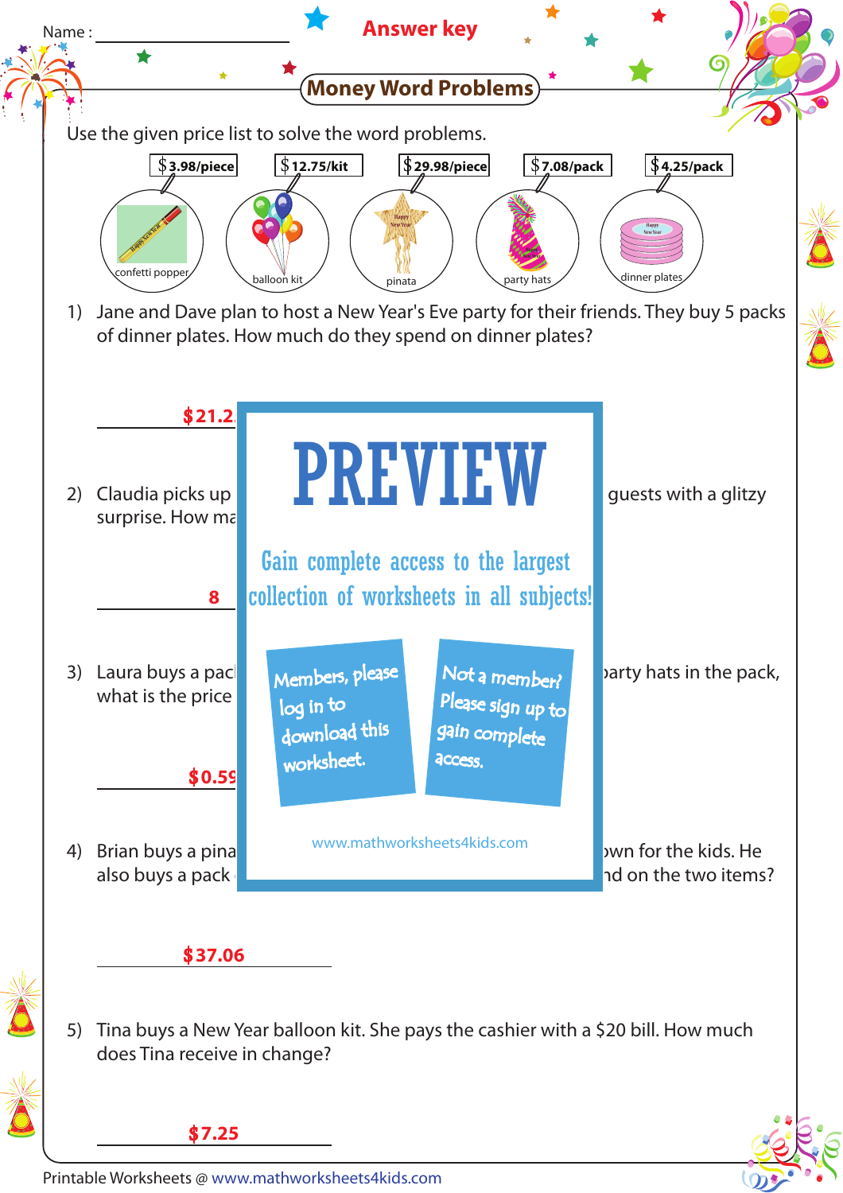Name : ____________________

Answer key

## Money Word Problems

Use the given price list to solve the word problems.

| confetti popper | balloon kit | pinata | party hats | dinner plates |
|---|---|---|---|---|
| $3.98/piece | $12.75/kit | $29.98/piece | $7.08/pack | $4.25/pack |

1) Jane and Dave plan to host a New Year's Eve party for their friends. They buy 5 packs of dinner plates. How much do they spend on dinner plates?

$21.2

PREVIEW

Gain complete access to the largest collection of worksheets in all subjects!

Members, please log in to download this worksheet.

Not a member? Please sign up to gain complete access.

www.mathworksheets4kids.com

2) Claudia picks up ... guests with a glitzy surprise. How ma...

8

3) Laura buys a pac... party hats in the pack, what is the price...

$0.59

4) Brian buys a pina... own for the kids. He also buys a pack ... nd on the two items?

$37.06

5) Tina buys a New Year balloon kit. She pays the cashier with a $20 bill. How much does Tina receive in change?

$7.25

Printable Worksheets @ www.mathworksheets4kids.com